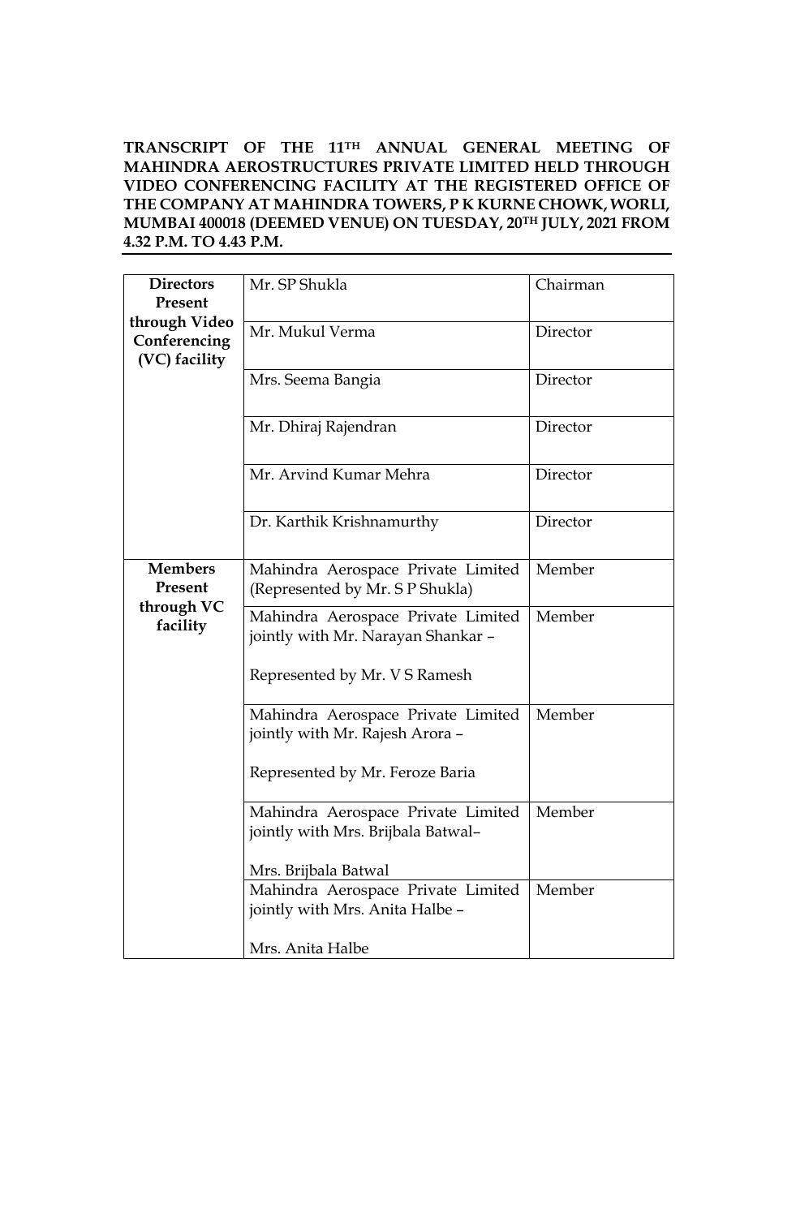**TRANSCRIPT OF THE 11TH ANNUAL GENERAL MEETING OF MAHINDRA AEROSTRUCTURES PRIVATE LIMITED HELD THROUGH VIDEO CONFERENCING FACILITY AT THE REGISTERED OFFICE OF THE COMPANY AT MAHINDRA TOWERS, P K KURNE CHOWK, WORLI, MUMBAI 400018 (DEEMED VENUE) ON TUESDAY, 20TH JULY, 2021 FROM 4.32 P.M. TO 4.43 P.M.**

| | | |
|---|---|---|
| **Directors Present through Video Conferencing (VC) facility** | Mr. SP Shukla | Chairman |
| | Mr. Mukul Verma | Director |
| | Mrs. Seema Bangia | Director |
| | Mr. Dhiraj Rajendran | Director |
| | Mr. Arvind Kumar Mehra | Director |
| | Dr. Karthik Krishnamurthy | Director |
| **Members Present through VC facility** | Mahindra Aerospace Private Limited (Represented by Mr. S P Shukla) | Member |
| | Mahindra Aerospace Private Limited jointly with Mr. Narayan Shankar – Represented by Mr. V S Ramesh | Member |
| | Mahindra Aerospace Private Limited jointly with Mr. Rajesh Arora – Represented by Mr. Feroze Baria | Member |
| | Mahindra Aerospace Private Limited jointly with Mrs. Brijbala Batwal– Mrs. Brijbala Batwal | Member |
| | Mahindra Aerospace Private Limited jointly with Mrs. Anita Halbe – Mrs. Anita Halbe | Member |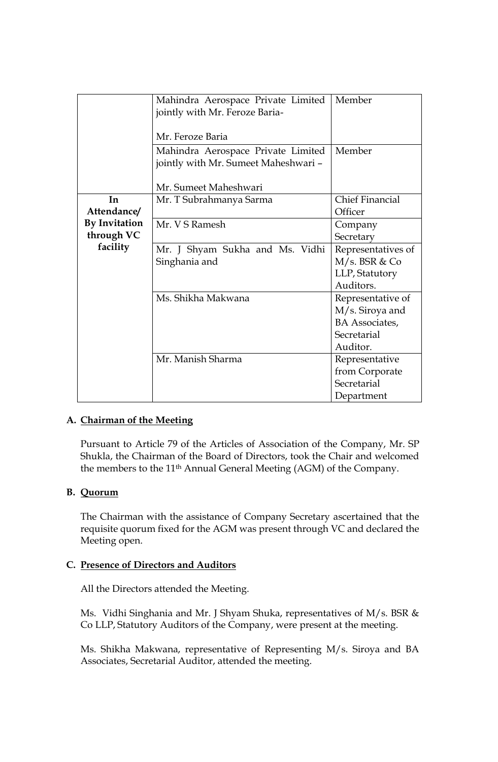| | | |
|---|---|---|
| | Mahindra Aerospace Private Limited jointly with Mr. Feroze Baria- <br><br> Mr. Feroze Baria | Member |
| | Mahindra Aerospace Private Limited jointly with Mr. Sumeet Maheshwari – <br><br> Mr. Sumeet Maheshwari | Member |
| **In Attendance/ By Invitation through VC facility** | Mr. T Subrahmanya Sarma | Chief Financial Officer |
| | Mr. V S Ramesh | Company Secretary |
| | Mr. J Shyam Sukha and Ms. Vidhi Singhania and | Representatives of M/s. BSR & Co LLP, Statutory Auditors. |
| | Ms. Shikha Makwana | Representative of M/s. Siroya and BA Associates, Secretarial Auditor. |
| | Mr. Manish Sharma | Representative from Corporate Secretarial Department |

**A. Chairman of the Meeting**

Pursuant to Article 79 of the Articles of Association of the Company, Mr. SP Shukla, the Chairman of the Board of Directors, took the Chair and welcomed the members to the 11th Annual General Meeting (AGM) of the Company.

**B. Quorum**

The Chairman with the assistance of Company Secretary ascertained that the requisite quorum fixed for the AGM was present through VC and declared the Meeting open.

**C. Presence of Directors and Auditors**

All the Directors attended the Meeting.

Ms. Vidhi Singhania and Mr. J Shyam Shuka, representatives of M/s. BSR & Co LLP, Statutory Auditors of the Company, were present at the meeting.

Ms. Shikha Makwana, representative of Representing M/s. Siroya and BA Associates, Secretarial Auditor, attended the meeting.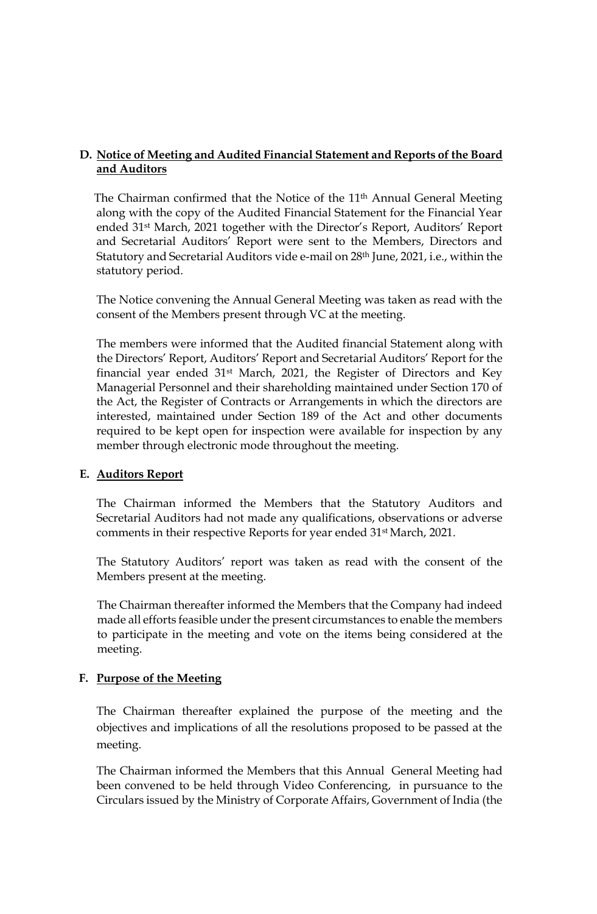## D. Notice of Meeting and Audited Financial Statement and Reports of the Board and Auditors

The Chairman confirmed that the Notice of the 11th Annual General Meeting along with the copy of the Audited Financial Statement for the Financial Year ended 31st March, 2021 together with the Director's Report, Auditors' Report and Secretarial Auditors' Report were sent to the Members, Directors and Statutory and Secretarial Auditors vide e-mail on 28th June, 2021, i.e., within the statutory period.

The Notice convening the Annual General Meeting was taken as read with the consent of the Members present through VC at the meeting.

The members were informed that the Audited financial Statement along with the Directors' Report, Auditors' Report and Secretarial Auditors' Report for the financial year ended 31st March, 2021, the Register of Directors and Key Managerial Personnel and their shareholding maintained under Section 170 of the Act, the Register of Contracts or Arrangements in which the directors are interested, maintained under Section 189 of the Act and other documents required to be kept open for inspection were available for inspection by any member through electronic mode throughout the meeting.

## E. Auditors Report

The Chairman informed the Members that the Statutory Auditors and Secretarial Auditors had not made any qualifications, observations or adverse comments in their respective Reports for year ended 31st March, 2021.

The Statutory Auditors' report was taken as read with the consent of the Members present at the meeting.

The Chairman thereafter informed the Members that the Company had indeed made all efforts feasible under the present circumstances to enable the members to participate in the meeting and vote on the items being considered at the meeting.

## F. Purpose of the Meeting

The Chairman thereafter explained the purpose of the meeting and the objectives and implications of all the resolutions proposed to be passed at the meeting.

The Chairman informed the Members that this Annual General Meeting had been convened to be held through Video Conferencing, in pursuance to the Circulars issued by the Ministry of Corporate Affairs, Government of India (the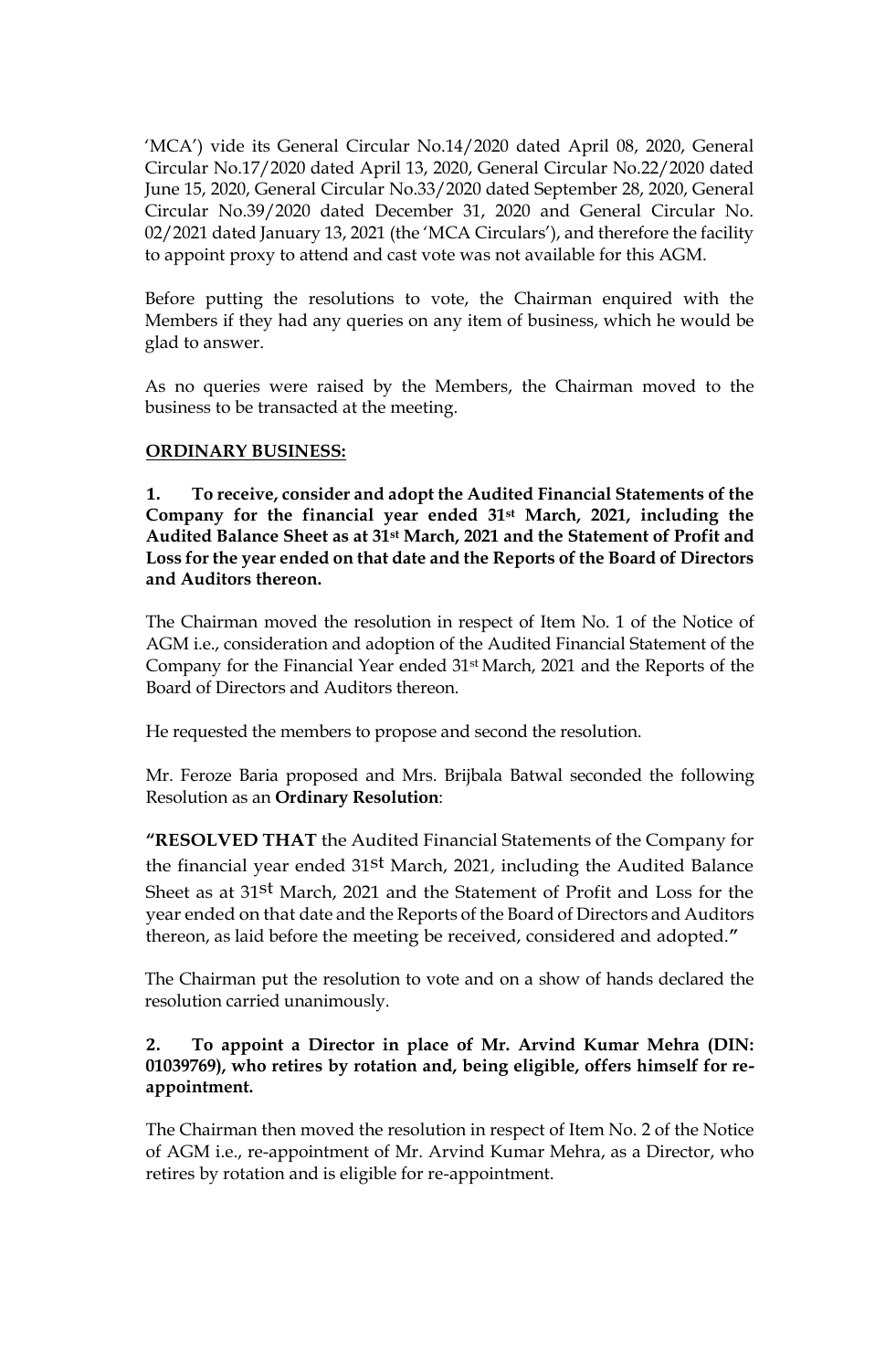'MCA') vide its General Circular No.14/2020 dated April 08, 2020, General Circular No.17/2020 dated April 13, 2020, General Circular No.22/2020 dated June 15, 2020, General Circular No.33/2020 dated September 28, 2020, General Circular No.39/2020 dated December 31, 2020 and General Circular No. 02/2021 dated January 13, 2021 (the 'MCA Circulars'), and therefore the facility to appoint proxy to attend and cast vote was not available for this AGM.

Before putting the resolutions to vote, the Chairman enquired with the Members if they had any queries on any item of business, which he would be glad to answer.

As no queries were raised by the Members, the Chairman moved to the business to be transacted at the meeting.

**ORDINARY BUSINESS:**

**1. To receive, consider and adopt the Audited Financial Statements of the Company for the financial year ended 31st March, 2021, including the Audited Balance Sheet as at 31st March, 2021 and the Statement of Profit and Loss for the year ended on that date and the Reports of the Board of Directors and Auditors thereon.**

The Chairman moved the resolution in respect of Item No. 1 of the Notice of AGM i.e., consideration and adoption of the Audited Financial Statement of the Company for the Financial Year ended 31st March, 2021 and the Reports of the Board of Directors and Auditors thereon.

He requested the members to propose and second the resolution.

Mr. Feroze Baria proposed and Mrs. Brijbala Batwal seconded the following Resolution as an **Ordinary Resolution**:

**"RESOLVED THAT** the Audited Financial Statements of the Company for the financial year ended 31st March, 2021, including the Audited Balance Sheet as at 31st March, 2021 and the Statement of Profit and Loss for the year ended on that date and the Reports of the Board of Directors and Auditors thereon, as laid before the meeting be received, considered and adopted.**"**

The Chairman put the resolution to vote and on a show of hands declared the resolution carried unanimously.

**2. To appoint a Director in place of Mr. Arvind Kumar Mehra (DIN: 01039769), who retires by rotation and, being eligible, offers himself for re-appointment.**

The Chairman then moved the resolution in respect of Item No. 2 of the Notice of AGM i.e., re-appointment of Mr. Arvind Kumar Mehra, as a Director, who retires by rotation and is eligible for re-appointment.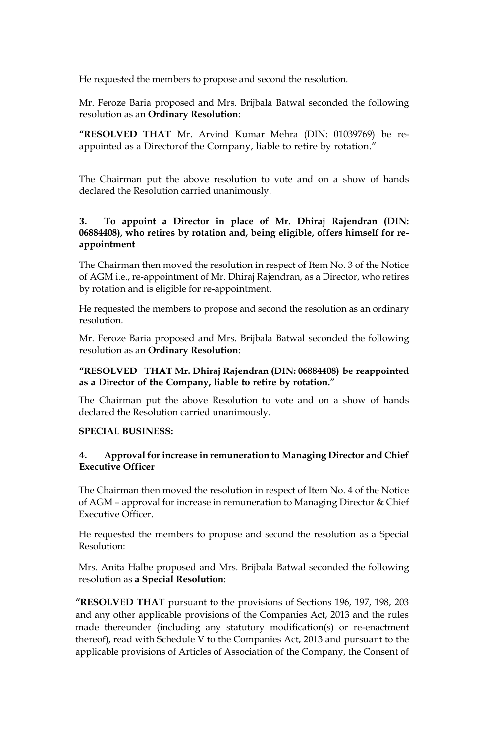He requested the members to propose and second the resolution.

Mr. Feroze Baria proposed and Mrs. Brijbala Batwal seconded the following resolution as an **Ordinary Resolution**:

**"RESOLVED THAT** Mr. Arvind Kumar Mehra (DIN: 01039769) be re-appointed as a Directorof the Company, liable to retire by rotation."

The Chairman put the above resolution to vote and on a show of hands declared the Resolution carried unanimously.

**3. To appoint a Director in place of Mr. Dhiraj Rajendran (DIN: 06884408), who retires by rotation and, being eligible, offers himself for re-appointment**

The Chairman then moved the resolution in respect of Item No. 3 of the Notice of AGM i.e., re-appointment of Mr. Dhiraj Rajendran, as a Director, who retires by rotation and is eligible for re-appointment.

He requested the members to propose and second the resolution as an ordinary resolution.

Mr. Feroze Baria proposed and Mrs. Brijbala Batwal seconded the following resolution as an **Ordinary Resolution**:

**"RESOLVED THAT Mr. Dhiraj Rajendran (DIN: 06884408) be reappointed as a Director of the Company, liable to retire by rotation."**

The Chairman put the above Resolution to vote and on a show of hands declared the Resolution carried unanimously.

**SPECIAL BUSINESS:**

**4. Approval for increase in remuneration to Managing Director and Chief Executive Officer**

The Chairman then moved the resolution in respect of Item No. 4 of the Notice of AGM – approval for increase in remuneration to Managing Director & Chief Executive Officer.

He requested the members to propose and second the resolution as a Special Resolution:

Mrs. Anita Halbe proposed and Mrs. Brijbala Batwal seconded the following resolution as **a Special Resolution**:

**"RESOLVED THAT** pursuant to the provisions of Sections 196, 197, 198, 203 and any other applicable provisions of the Companies Act, 2013 and the rules made thereunder (including any statutory modification(s) or re-enactment thereof), read with Schedule V to the Companies Act, 2013 and pursuant to the applicable provisions of Articles of Association of the Company, the Consent of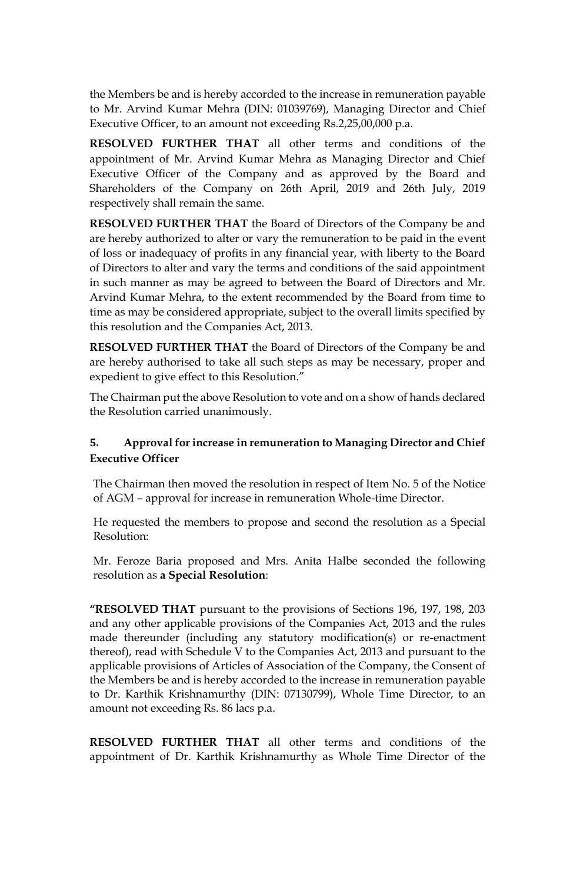the Members be and is hereby accorded to the increase in remuneration payable to Mr. Arvind Kumar Mehra (DIN: 01039769), Managing Director and Chief Executive Officer, to an amount not exceeding Rs.2,25,00,000 p.a.

**RESOLVED FURTHER THAT** all other terms and conditions of the appointment of Mr. Arvind Kumar Mehra as Managing Director and Chief Executive Officer of the Company and as approved by the Board and Shareholders of the Company on 26th April, 2019 and 26th July, 2019 respectively shall remain the same.

**RESOLVED FURTHER THAT** the Board of Directors of the Company be and are hereby authorized to alter or vary the remuneration to be paid in the event of loss or inadequacy of profits in any financial year, with liberty to the Board of Directors to alter and vary the terms and conditions of the said appointment in such manner as may be agreed to between the Board of Directors and Mr. Arvind Kumar Mehra, to the extent recommended by the Board from time to time as may be considered appropriate, subject to the overall limits specified by this resolution and the Companies Act, 2013.

**RESOLVED FURTHER THAT** the Board of Directors of the Company be and are hereby authorised to take all such steps as may be necessary, proper and expedient to give effect to this Resolution."

The Chairman put the above Resolution to vote and on a show of hands declared the Resolution carried unanimously.

### 5. Approval for increase in remuneration to Managing Director and Chief Executive Officer

The Chairman then moved the resolution in respect of Item No. 5 of the Notice of AGM – approval for increase in remuneration Whole-time Director.

He requested the members to propose and second the resolution as a Special Resolution:

Mr. Feroze Baria proposed and Mrs. Anita Halbe seconded the following resolution as **a Special Resolution**:

**"RESOLVED THAT** pursuant to the provisions of Sections 196, 197, 198, 203 and any other applicable provisions of the Companies Act, 2013 and the rules made thereunder (including any statutory modification(s) or re-enactment thereof), read with Schedule V to the Companies Act, 2013 and pursuant to the applicable provisions of Articles of Association of the Company, the Consent of the Members be and is hereby accorded to the increase in remuneration payable to Dr. Karthik Krishnamurthy (DIN: 07130799), Whole Time Director, to an amount not exceeding Rs. 86 lacs p.a.

**RESOLVED FURTHER THAT** all other terms and conditions of the appointment of Dr. Karthik Krishnamurthy as Whole Time Director of the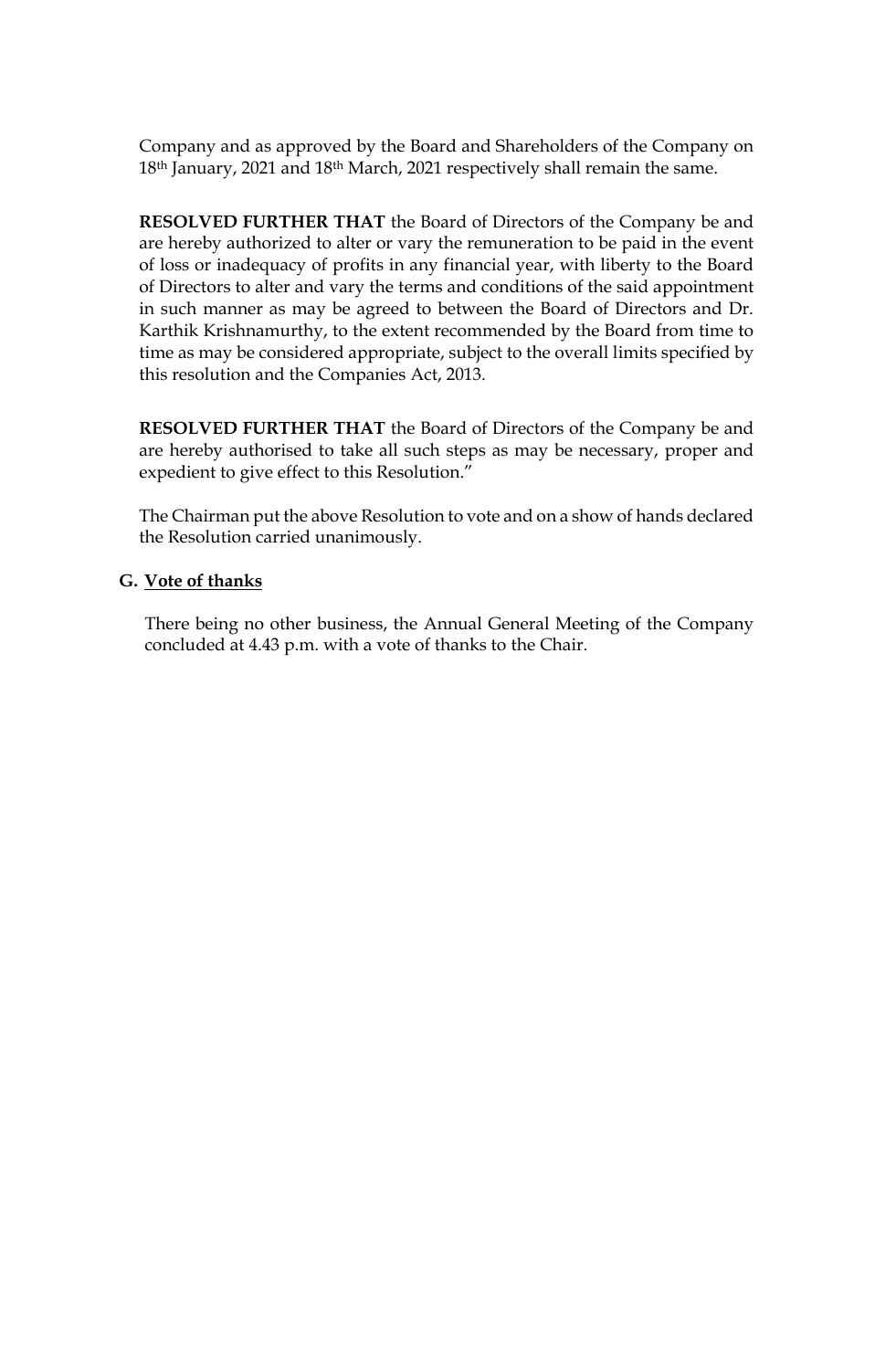Company and as approved by the Board and Shareholders of the Company on 18th January, 2021 and 18th March, 2021 respectively shall remain the same.

**RESOLVED FURTHER THAT** the Board of Directors of the Company be and are hereby authorized to alter or vary the remuneration to be paid in the event of loss or inadequacy of profits in any financial year, with liberty to the Board of Directors to alter and vary the terms and conditions of the said appointment in such manner as may be agreed to between the Board of Directors and Dr. Karthik Krishnamurthy, to the extent recommended by the Board from time to time as may be considered appropriate, subject to the overall limits specified by this resolution and the Companies Act, 2013.

**RESOLVED FURTHER THAT** the Board of Directors of the Company be and are hereby authorised to take all such steps as may be necessary, proper and expedient to give effect to this Resolution."

The Chairman put the above Resolution to vote and on a show of hands declared the Resolution carried unanimously.

**G. Vote of thanks**

There being no other business, the Annual General Meeting of the Company concluded at 4.43 p.m. with a vote of thanks to the Chair.